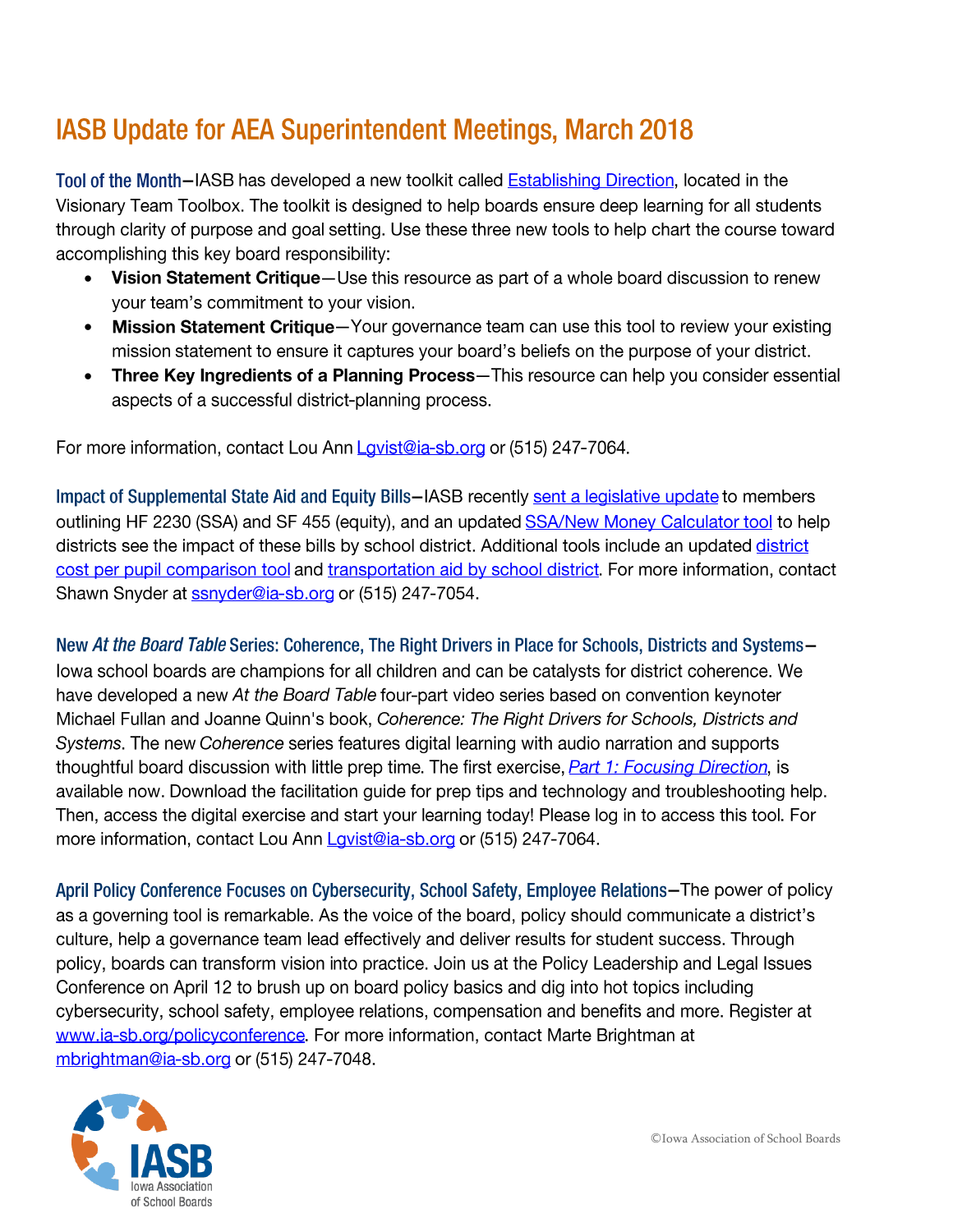# IASB Update for AEA Superintendent Meetings, March 2018

**Tool of the Month**—IASB has developed a new toolkit called Establishing Direction, located in the Visionary Team Toolbox. The toolkit is designed to help boards ensure deep learning for all students through clarity of purpose and goal setting. Use these three new tools to help chart the course toward accomplishing this key board responsibility:

- **Vision Statement Critique**—Use this resource as part of a whole board discussion to renew your team's commitment to your vision.
- **Mission Statement Critique**—Your governance team can use this tool to review your existing mission statement to ensure it captures your board's beliefs on the purpose of your district.
- **Three Key Ingredients of a Planning Process**—This resource can help you consider essential aspects of a successful district-planning process.

For more information, contact Lou Ann Lgvist@ia-sb.org or (515) 247-7064.

**Impact of Supplemental State Aid and Equity Bills**—IASB recently sent a legislative update to members outlining HF 2230 (SSA) and SF 455 (equity), and an updated SSA/New Money Calculator tool to help districts see the impact of these bills by school district. Additional tools include an updated district cost per pupil comparison tool and transportation aid by school district. For more information, contact Shawn Snyder at ssnyder@ia-sb.org or (515) 247-7054.

**New *At the Board Table* Series: Coherence, The Right Drivers in Place for Schools, Districts and Systems**—Iowa school boards are champions for all children and can be catalysts for district coherence. We have developed a new *At the Board Table* four-part video series based on convention keynoter Michael Fullan and Joanne Quinn's book, *Coherence: The Right Drivers for Schools, Districts and Systems*. The new *Coherence* series features digital learning with audio narration and supports thoughtful board discussion with little prep time. The first exercise, *Part 1: Focusing Direction*, is available now. Download the facilitation guide for prep tips and technology and troubleshooting help. Then, access the digital exercise and start your learning today! Please log in to access this tool. For more information, contact Lou Ann Lgvist@ia-sb.org or (515) 247-7064.

**April Policy Conference Focuses on Cybersecurity, School Safety, Employee Relations**—The power of policy as a governing tool is remarkable. As the voice of the board, policy should communicate a district's culture, help a governance team lead effectively and deliver results for student success. Through policy, boards can transform vision into practice. Join us at the Policy Leadership and Legal Issues Conference on April 12 to brush up on board policy basics and dig into hot topics including cybersecurity, school safety, employee relations, compensation and benefits and more. Register at www.ia-sb.org/policyconference. For more information, contact Marte Brightman at mbrightman@ia-sb.org or (515) 247-7048.

IASB Iowa Association of School Boards

©Iowa Association of School Boards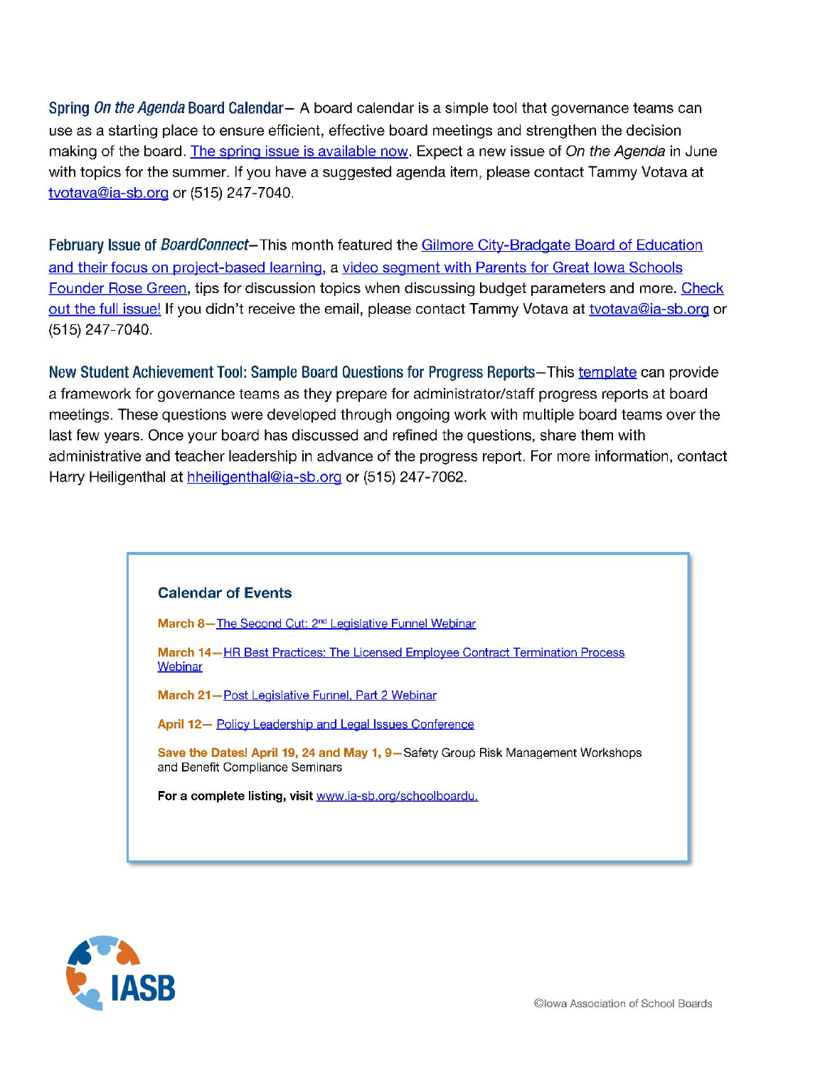**Spring *On the Agenda* Board Calendar**— A board calendar is a simple tool that governance teams can use as a starting place to ensure efficient, effective board meetings and strengthen the decision making of the board. The spring issue is available now. Expect a new issue of *On the Agenda* in June with topics for the summer. If you have a suggested agenda item, please contact Tammy Votava at tvotava@ia-sb.org or (515) 247-7040.

**February Issue of *BoardConnect***—This month featured the Gilmore City-Bradgate Board of Education and their focus on project-based learning, a video segment with Parents for Great Iowa Schools Founder Rose Green, tips for discussion topics when discussing budget parameters and more. Check out the full issue! If you didn't receive the email, please contact Tammy Votava at tvotava@ia-sb.org or (515) 247-7040.

**New Student Achievement Tool: Sample Board Questions for Progress Reports**—This template can provide a framework for governance teams as they prepare for administrator/staff progress reports at board meetings. These questions were developed through ongoing work with multiple board teams over the last few years. Once your board has discussed and refined the questions, share them with administrative and teacher leadership in advance of the progress report. For more information, contact Harry Heiligenthal at hheiligenthal@ia-sb.org or (515) 247-7062.

## Calendar of Events

**March 8**—The Second Cut: 2nd Legislative Funnel Webinar

**March 14**—HR Best Practices: The Licensed Employee Contract Termination Process Webinar

**March 21**—Post Legislative Funnel, Part 2 Webinar

**April 12**— Policy Leadership and Legal Issues Conference

**Save the Dates! April 19, 24 and May 1, 9**—Safety Group Risk Management Workshops and Benefit Compliance Seminars

**For a complete listing, visit** www.ia-sb.org/schoolboardu.

©Iowa Association of School Boards